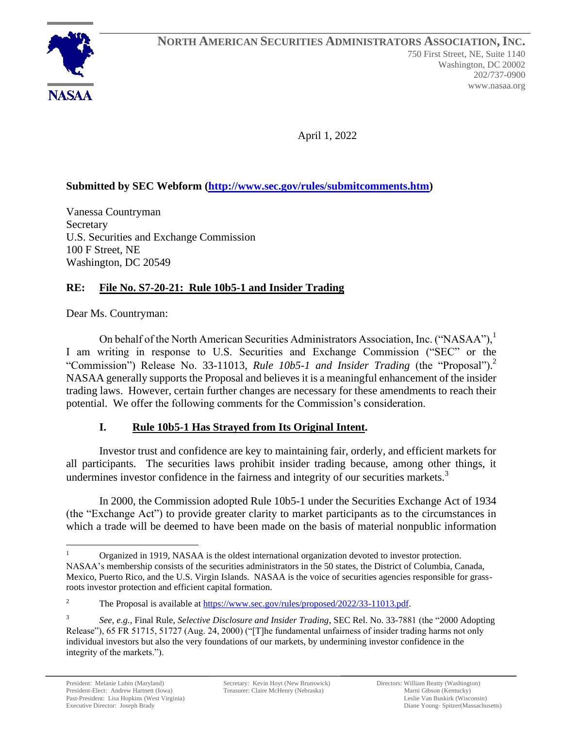**NORTH AMERICAN SECURITIES ADMINISTRATORS ASSOCIATION, INC.**

750 First Street, NE, Suite 1140
Washington, DC 20002
202/737-0900
www.nasaa.org

NASAA

April 1, 2022

**Submitted by SEC Webform (http://www.sec.gov/rules/submitcomments.htm)**

Vanessa Countryman
Secretary
U.S. Securities and Exchange Commission
100 F Street, NE
Washington, DC 20549

**RE: File No. S7-20-21: Rule 10b5-1 and Insider Trading**

Dear Ms. Countryman:

On behalf of the North American Securities Administrators Association, Inc. ("NASAA"),[1] I am writing in response to U.S. Securities and Exchange Commission ("SEC" or the "Commission") Release No. 33-11013, *Rule 10b5-1 and Insider Trading* (the "Proposal").[2] NASAA generally supports the Proposal and believes it is a meaningful enhancement of the insider trading laws. However, certain further changes are necessary for these amendments to reach their potential. We offer the following comments for the Commission's consideration.

## I. Rule 10b5-1 Has Strayed from Its Original Intent.

Investor trust and confidence are key to maintaining fair, orderly, and efficient markets for all participants. The securities laws prohibit insider trading because, among other things, it undermines investor confidence in the fairness and integrity of our securities markets.[3]

In 2000, the Commission adopted Rule 10b5-1 under the Securities Exchange Act of 1934 (the "Exchange Act") to provide greater clarity to market participants as to the circumstances in which a trade will be deemed to have been made on the basis of material nonpublic information

---

[1] Organized in 1919, NASAA is the oldest international organization devoted to investor protection. NASAA's membership consists of the securities administrators in the 50 states, the District of Columbia, Canada, Mexico, Puerto Rico, and the U.S. Virgin Islands. NASAA is the voice of securities agencies responsible for grass-roots investor protection and efficient capital formation.

[2] The Proposal is available at https://www.sec.gov/rules/proposed/2022/33-11013.pdf.

[3] *See, e.g.*, Final Rule, *Selective Disclosure and Insider Trading*, SEC Rel. No. 33-7881 (the "2000 Adopting Release"), 65 FR 51715, 51727 (Aug. 24, 2000) ("[T]he fundamental unfairness of insider trading harms not only individual investors but also the very foundations of our markets, by undermining investor confidence in the integrity of the markets.").

---

President: Melanie Lubin (Maryland)
President-Elect: Andrew Hartnett (Iowa)
Past-President: Lisa Hopkins (West Virginia)
Executive Director: Joseph Brady

Secretary: Kevin Hoyt (New Brunswick)
Treasurer: Claire McHenry (Nebraska)

Directors: William Beatty (Washington)
Marni Gibson (Kentucky)
Leslie Van Buskirk (Wisconsin)
Diane Young- Spitzer(Massachusetts)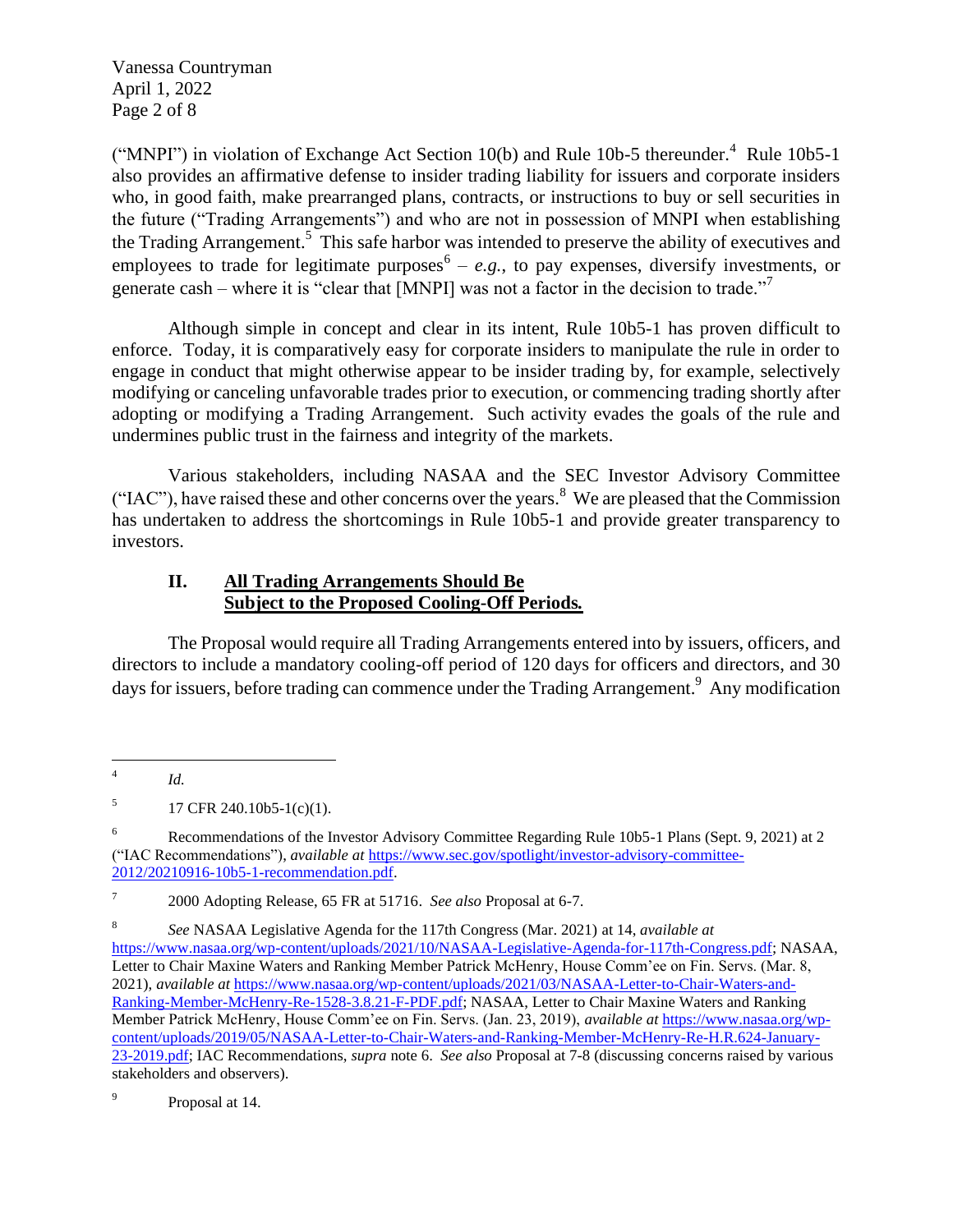("MNPI") in violation of Exchange Act Section 10(b) and Rule 10b-5 thereunder.[4] Rule 10b5-1 also provides an affirmative defense to insider trading liability for issuers and corporate insiders who, in good faith, make prearranged plans, contracts, or instructions to buy or sell securities in the future ("Trading Arrangements") and who are not in possession of MNPI when establishing the Trading Arrangement.[5] This safe harbor was intended to preserve the ability of executives and employees to trade for legitimate purposes[6] – *e.g.*, to pay expenses, diversify investments, or generate cash – where it is "clear that [MNPI] was not a factor in the decision to trade."[7]

Although simple in concept and clear in its intent, Rule 10b5-1 has proven difficult to enforce. Today, it is comparatively easy for corporate insiders to manipulate the rule in order to engage in conduct that might otherwise appear to be insider trading by, for example, selectively modifying or canceling unfavorable trades prior to execution, or commencing trading shortly after adopting or modifying a Trading Arrangement. Such activity evades the goals of the rule and undermines public trust in the fairness and integrity of the markets.

Various stakeholders, including NASAA and the SEC Investor Advisory Committee ("IAC"), have raised these and other concerns over the years.[8] We are pleased that the Commission has undertaken to address the shortcomings in Rule 10b5-1 and provide greater transparency to investors.

## II. All Trading Arrangements Should Be Subject to the Proposed Cooling-Off Periods.

The Proposal would require all Trading Arrangements entered into by issuers, officers, and directors to include a mandatory cooling-off period of 120 days for officers and directors, and 30 days for issuers, before trading can commence under the Trading Arrangement.[9] Any modification

---

[4] *Id.*

[5] 17 CFR 240.10b5-1(c)(1).

[6] Recommendations of the Investor Advisory Committee Regarding Rule 10b5-1 Plans (Sept. 9, 2021) at 2 ("IAC Recommendations"), *available at* https://www.sec.gov/spotlight/investor-advisory-committee-2012/20210916-10b5-1-recommendation.pdf.

[7] 2000 Adopting Release, 65 FR at 51716. *See also* Proposal at 6-7.

[8] *See* NASAA Legislative Agenda for the 117th Congress (Mar. 2021) at 14, *available at* https://www.nasaa.org/wp-content/uploads/2021/10/NASAA-Legislative-Agenda-for-117th-Congress.pdf; NASAA, Letter to Chair Maxine Waters and Ranking Member Patrick McHenry, House Comm'ee on Fin. Servs. (Mar. 8, 2021), *available at* https://www.nasaa.org/wp-content/uploads/2021/03/NASAA-Letter-to-Chair-Waters-and-Ranking-Member-McHenry-Re-1528-3.8.21-F-PDF.pdf; NASAA, Letter to Chair Maxine Waters and Ranking Member Patrick McHenry, House Comm'ee on Fin. Servs. (Jan. 23, 2019), *available at* https://www.nasaa.org/wp-content/uploads/2019/05/NASAA-Letter-to-Chair-Waters-and-Ranking-Member-McHenry-Re-H.R.624-January-23-2019.pdf; IAC Recommendations, *supra* note 6. *See also* Proposal at 7-8 (discussing concerns raised by various stakeholders and observers).

[9] Proposal at 14.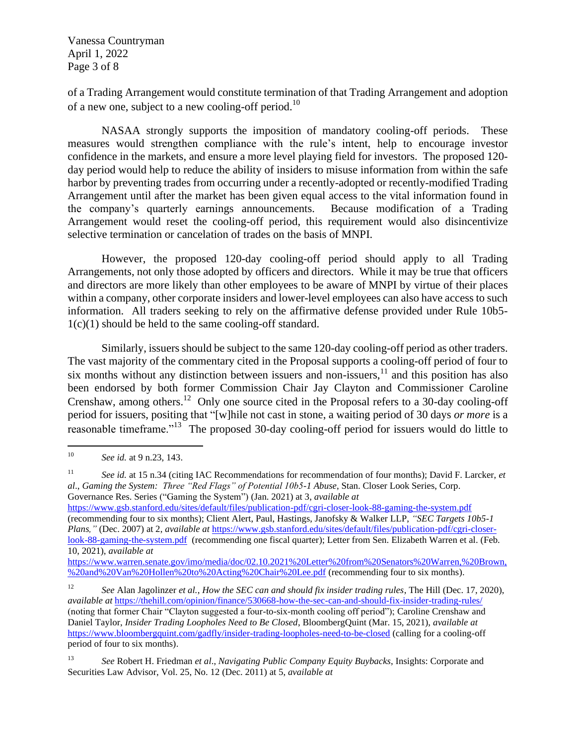of a Trading Arrangement would constitute termination of that Trading Arrangement and adoption of a new one, subject to a new cooling-off period.[10]

NASAA strongly supports the imposition of mandatory cooling-off periods. These measures would strengthen compliance with the rule's intent, help to encourage investor confidence in the markets, and ensure a more level playing field for investors. The proposed 120-day period would help to reduce the ability of insiders to misuse information from within the safe harbor by preventing trades from occurring under a recently-adopted or recently-modified Trading Arrangement until after the market has been given equal access to the vital information found in the company's quarterly earnings announcements. Because modification of a Trading Arrangement would reset the cooling-off period, this requirement would also disincentivize selective termination or cancelation of trades on the basis of MNPI.

However, the proposed 120-day cooling-off period should apply to all Trading Arrangements, not only those adopted by officers and directors. While it may be true that officers and directors are more likely than other employees to be aware of MNPI by virtue of their places within a company, other corporate insiders and lower-level employees can also have access to such information. All traders seeking to rely on the affirmative defense provided under Rule 10b5-1(c)(1) should be held to the same cooling-off standard.

Similarly, issuers should be subject to the same 120-day cooling-off period as other traders. The vast majority of the commentary cited in the Proposal supports a cooling-off period of four to six months without any distinction between issuers and non-issuers,[11] and this position has also been endorsed by both former Commission Chair Jay Clayton and Commissioner Caroline Crenshaw, among others.[12] Only one source cited in the Proposal refers to a 30-day cooling-off period for issuers, positing that "[w]hile not cast in stone, a waiting period of 30 days *or more* is a reasonable timeframe."[13] The proposed 30-day cooling-off period for issuers would do little to

---

[10] *See id.* at 9 n.23, 143.

[11] *See id.* at 15 n.34 (citing IAC Recommendations for recommendation of four months); David F. Larcker, *et al*., *Gaming the System: Three "Red Flags" of Potential 10b5-1 Abuse*, Stan. Closer Look Series, Corp. Governance Res. Series ("Gaming the System") (Jan. 2021) at 3, *available at* https://www.gsb.stanford.edu/sites/default/files/publication-pdf/cgri-closer-look-88-gaming-the-system.pdf (recommending four to six months); Client Alert, Paul, Hastings, Janofsky & Walker LLP, *"SEC Targets 10b5-1 Plans,"* (Dec. 2007) at 2, *available at* https://www.gsb.stanford.edu/sites/default/files/publication-pdf/cgri-closer-look-88-gaming-the-system.pdf (recommending one fiscal quarter); Letter from Sen. Elizabeth Warren et al. (Feb. 10, 2021), *available at* https://www.warren.senate.gov/imo/media/doc/02.10.2021%20Letter%20from%20Senators%20Warren,%20Brown,%20and%20Van%20Hollen%20to%20Acting%20Chair%20Lee.pdf (recommending four to six months).

[12] *See* Alan Jagolinzer *et al.*, *How the SEC can and should fix insider trading rules*, The Hill (Dec. 17, 2020), *available at* https://thehill.com/opinion/finance/530668-how-the-sec-can-and-should-fix-insider-trading-rules/ (noting that former Chair "Clayton suggested a four-to-six-month cooling off period"); Caroline Crenshaw and Daniel Taylor, *Insider Trading Loopholes Need to Be Closed*, BloombergQuint (Mar. 15, 2021), *available at* https://www.bloombergquint.com/gadfly/insider-trading-loopholes-need-to-be-closed (calling for a cooling-off period of four to six months).

[13] *See* Robert H. Friedman *et al*., *Navigating Public Company Equity Buybacks*, Insights: Corporate and Securities Law Advisor, Vol. 25, No. 12 (Dec. 2011) at 5, *available at*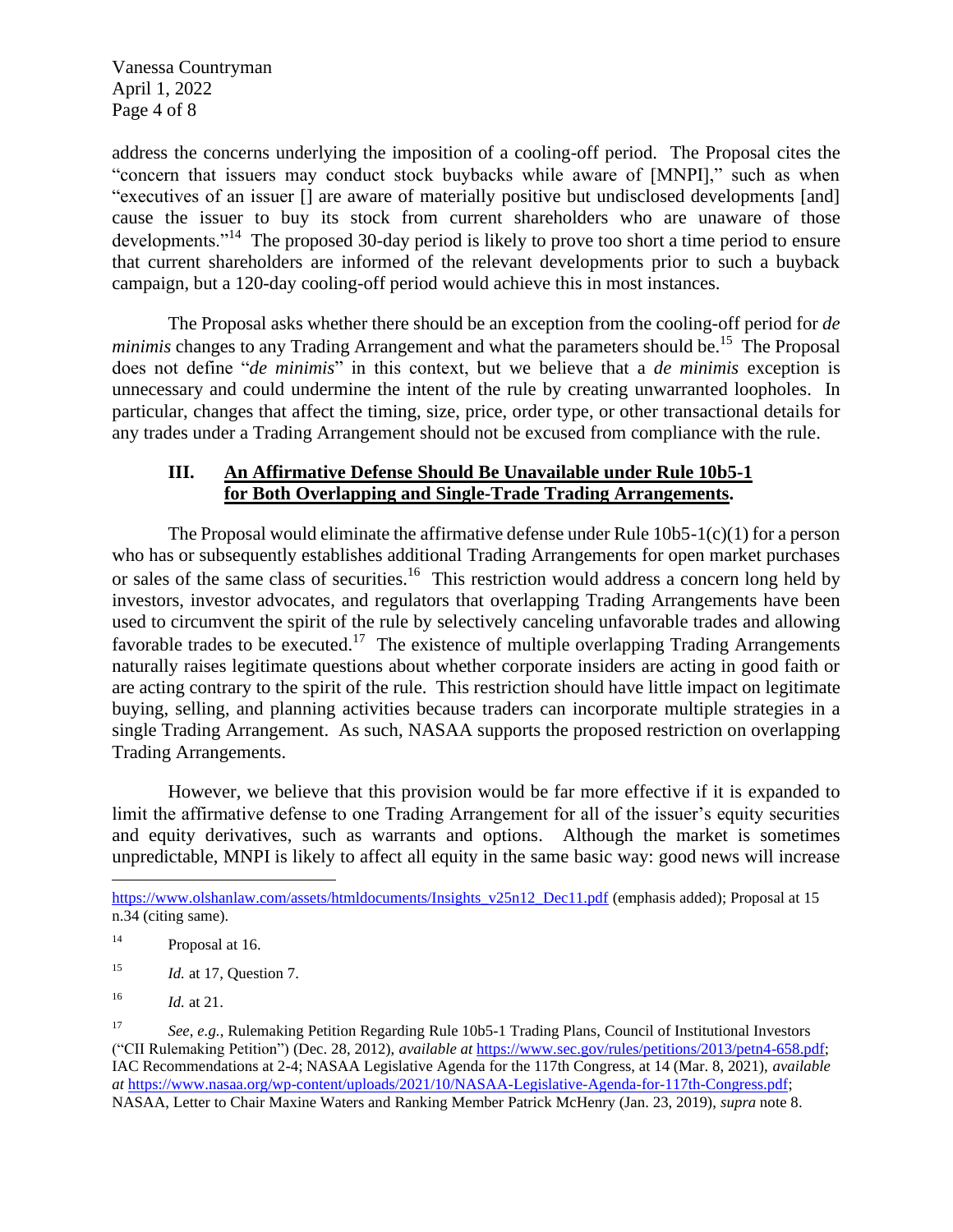address the concerns underlying the imposition of a cooling-off period. The Proposal cites the "concern that issuers may conduct stock buybacks while aware of [MNPI]," such as when "executives of an issuer [] are aware of materially positive but undisclosed developments [and] cause the issuer to buy its stock from current shareholders who are unaware of those developments."[14] The proposed 30-day period is likely to prove too short a time period to ensure that current shareholders are informed of the relevant developments prior to such a buyback campaign, but a 120-day cooling-off period would achieve this in most instances.

The Proposal asks whether there should be an exception from the cooling-off period for *de minimis* changes to any Trading Arrangement and what the parameters should be.[15] The Proposal does not define "*de minimis*" in this context, but we believe that a *de minimis* exception is unnecessary and could undermine the intent of the rule by creating unwarranted loopholes. In particular, changes that affect the timing, size, price, order type, or other transactional details for any trades under a Trading Arrangement should not be excused from compliance with the rule.

## III. An Affirmative Defense Should Be Unavailable under Rule 10b5-1 for Both Overlapping and Single-Trade Trading Arrangements.

The Proposal would eliminate the affirmative defense under Rule 10b5-1(c)(1) for a person who has or subsequently establishes additional Trading Arrangements for open market purchases or sales of the same class of securities.[16] This restriction would address a concern long held by investors, investor advocates, and regulators that overlapping Trading Arrangements have been used to circumvent the spirit of the rule by selectively canceling unfavorable trades and allowing favorable trades to be executed.[17] The existence of multiple overlapping Trading Arrangements naturally raises legitimate questions about whether corporate insiders are acting in good faith or are acting contrary to the spirit of the rule. This restriction should have little impact on legitimate buying, selling, and planning activities because traders can incorporate multiple strategies in a single Trading Arrangement. As such, NASAA supports the proposed restriction on overlapping Trading Arrangements.

However, we believe that this provision would be far more effective if it is expanded to limit the affirmative defense to one Trading Arrangement for all of the issuer's equity securities and equity derivatives, such as warrants and options. Although the market is sometimes unpredictable, MNPI is likely to affect all equity in the same basic way: good news will increase

---

https://www.olshanlaw.com/assets/htmldocuments/Insights_v25n12_Dec11.pdf (emphasis added); Proposal at 15 n.34 (citing same).

[14] Proposal at 16.

[15] *Id.* at 17, Question 7.

[16] *Id.* at 21.

[17] *See, e.g.*, Rulemaking Petition Regarding Rule 10b5-1 Trading Plans, Council of Institutional Investors ("CII Rulemaking Petition") (Dec. 28, 2012), *available at* https://www.sec.gov/rules/petitions/2013/petn4-658.pdf; IAC Recommendations at 2-4; NASAA Legislative Agenda for the 117th Congress, at 14 (Mar. 8, 2021), *available at* https://www.nasaa.org/wp-content/uploads/2021/10/NASAA-Legislative-Agenda-for-117th-Congress.pdf; NASAA, Letter to Chair Maxine Waters and Ranking Member Patrick McHenry (Jan. 23, 2019), *supra* note 8.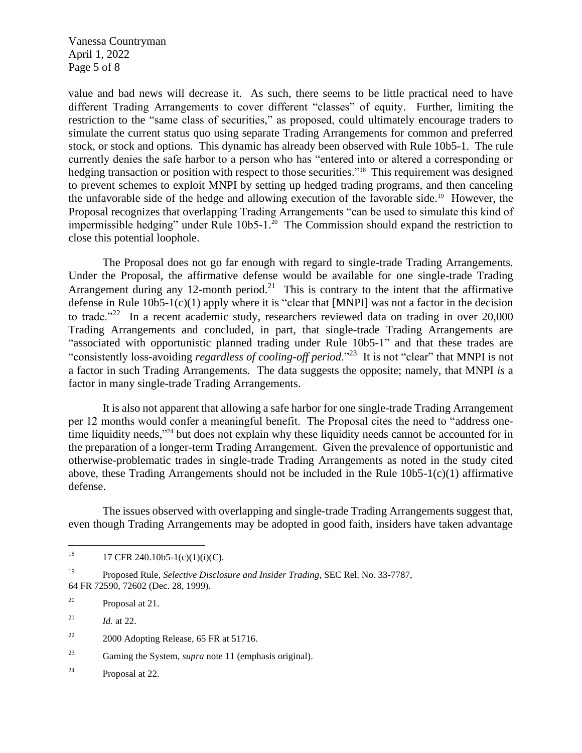value and bad news will decrease it. As such, there seems to be little practical need to have different Trading Arrangements to cover different "classes" of equity. Further, limiting the restriction to the "same class of securities," as proposed, could ultimately encourage traders to simulate the current status quo using separate Trading Arrangements for common and preferred stock, or stock and options. This dynamic has already been observed with Rule 10b5-1. The rule currently denies the safe harbor to a person who has "entered into or altered a corresponding or hedging transaction or position with respect to those securities."[18] This requirement was designed to prevent schemes to exploit MNPI by setting up hedged trading programs, and then canceling the unfavorable side of the hedge and allowing execution of the favorable side.[19] However, the Proposal recognizes that overlapping Trading Arrangements "can be used to simulate this kind of impermissible hedging" under Rule 10b5-1.[20] The Commission should expand the restriction to close this potential loophole.

The Proposal does not go far enough with regard to single-trade Trading Arrangements. Under the Proposal, the affirmative defense would be available for one single-trade Trading Arrangement during any 12-month period.[21] This is contrary to the intent that the affirmative defense in Rule 10b5-1(c)(1) apply where it is "clear that [MNPI] was not a factor in the decision to trade."[22] In a recent academic study, researchers reviewed data on trading in over 20,000 Trading Arrangements and concluded, in part, that single-trade Trading Arrangements are "associated with opportunistic planned trading under Rule 10b5-1" and that these trades are "consistently loss-avoiding *regardless of cooling-off period*."[23] It is not "clear" that MNPI is not a factor in such Trading Arrangements. The data suggests the opposite; namely, that MNPI *is* a factor in many single-trade Trading Arrangements.

It is also not apparent that allowing a safe harbor for one single-trade Trading Arrangement per 12 months would confer a meaningful benefit. The Proposal cites the need to "address one-time liquidity needs,"[24] but does not explain why these liquidity needs cannot be accounted for in the preparation of a longer-term Trading Arrangement. Given the prevalence of opportunistic and otherwise-problematic trades in single-trade Trading Arrangements as noted in the study cited above, these Trading Arrangements should not be included in the Rule 10b5-1(c)(1) affirmative defense.

The issues observed with overlapping and single-trade Trading Arrangements suggest that, even though Trading Arrangements may be adopted in good faith, insiders have taken advantage

---

[18] 17 CFR 240.10b5-1(c)(1)(i)(C).

[19] Proposed Rule, *Selective Disclosure and Insider Trading*, SEC Rel. No. 33-7787, 64 FR 72590, 72602 (Dec. 28, 1999).

[20] Proposal at 21.

[21] *Id.* at 22.

[22] 2000 Adopting Release, 65 FR at 51716.

[23] Gaming the System, *supra* note 11 (emphasis original).

[24] Proposal at 22.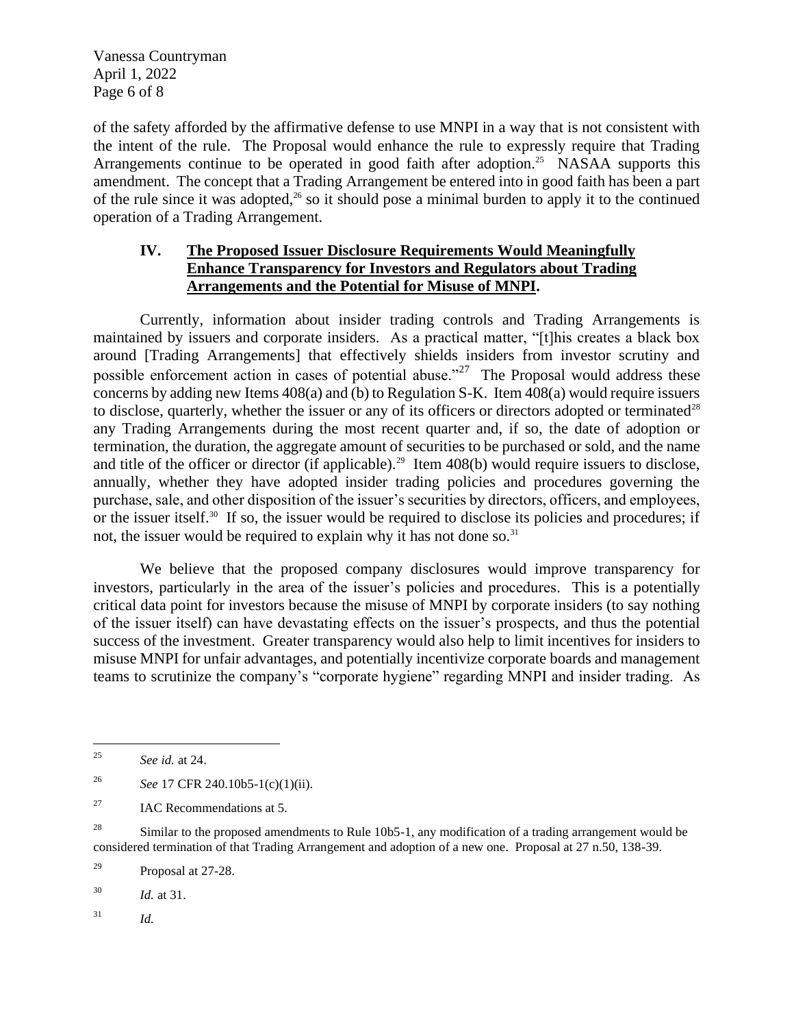of the safety afforded by the affirmative defense to use MNPI in a way that is not consistent with the intent of the rule. The Proposal would enhance the rule to expressly require that Trading Arrangements continue to be operated in good faith after adoption.[25] NASAA supports this amendment. The concept that a Trading Arrangement be entered into in good faith has been a part of the rule since it was adopted,[26] so it should pose a minimal burden to apply it to the continued operation of a Trading Arrangement.

## IV. **The Proposed Issuer Disclosure Requirements Would Meaningfully Enhance Transparency for Investors and Regulators about Trading Arrangements and the Potential for Misuse of MNPI.**

Currently, information about insider trading controls and Trading Arrangements is maintained by issuers and corporate insiders. As a practical matter, "[t]his creates a black box around [Trading Arrangements] that effectively shields insiders from investor scrutiny and possible enforcement action in cases of potential abuse."[27] The Proposal would address these concerns by adding new Items 408(a) and (b) to Regulation S-K. Item 408(a) would require issuers to disclose, quarterly, whether the issuer or any of its officers or directors adopted or terminated[28] any Trading Arrangements during the most recent quarter and, if so, the date of adoption or termination, the duration, the aggregate amount of securities to be purchased or sold, and the name and title of the officer or director (if applicable).[29] Item 408(b) would require issuers to disclose, annually, whether they have adopted insider trading policies and procedures governing the purchase, sale, and other disposition of the issuer's securities by directors, officers, and employees, or the issuer itself.[30] If so, the issuer would be required to disclose its policies and procedures; if not, the issuer would be required to explain why it has not done so.[31]

We believe that the proposed company disclosures would improve transparency for investors, particularly in the area of the issuer's policies and procedures. This is a potentially critical data point for investors because the misuse of MNPI by corporate insiders (to say nothing of the issuer itself) can have devastating effects on the issuer's prospects, and thus the potential success of the investment. Greater transparency would also help to limit incentives for insiders to misuse MNPI for unfair advantages, and potentially incentivize corporate boards and management teams to scrutinize the company's "corporate hygiene" regarding MNPI and insider trading. As

---

[25] *See id.* at 24.

[26] *See* 17 CFR 240.10b5-1(c)(1)(ii).

[27] IAC Recommendations at 5.

[28] Similar to the proposed amendments to Rule 10b5-1, any modification of a trading arrangement would be considered termination of that Trading Arrangement and adoption of a new one. Proposal at 27 n.50, 138-39.

[29] Proposal at 27-28.

[30] *Id.* at 31.

[31] *Id.*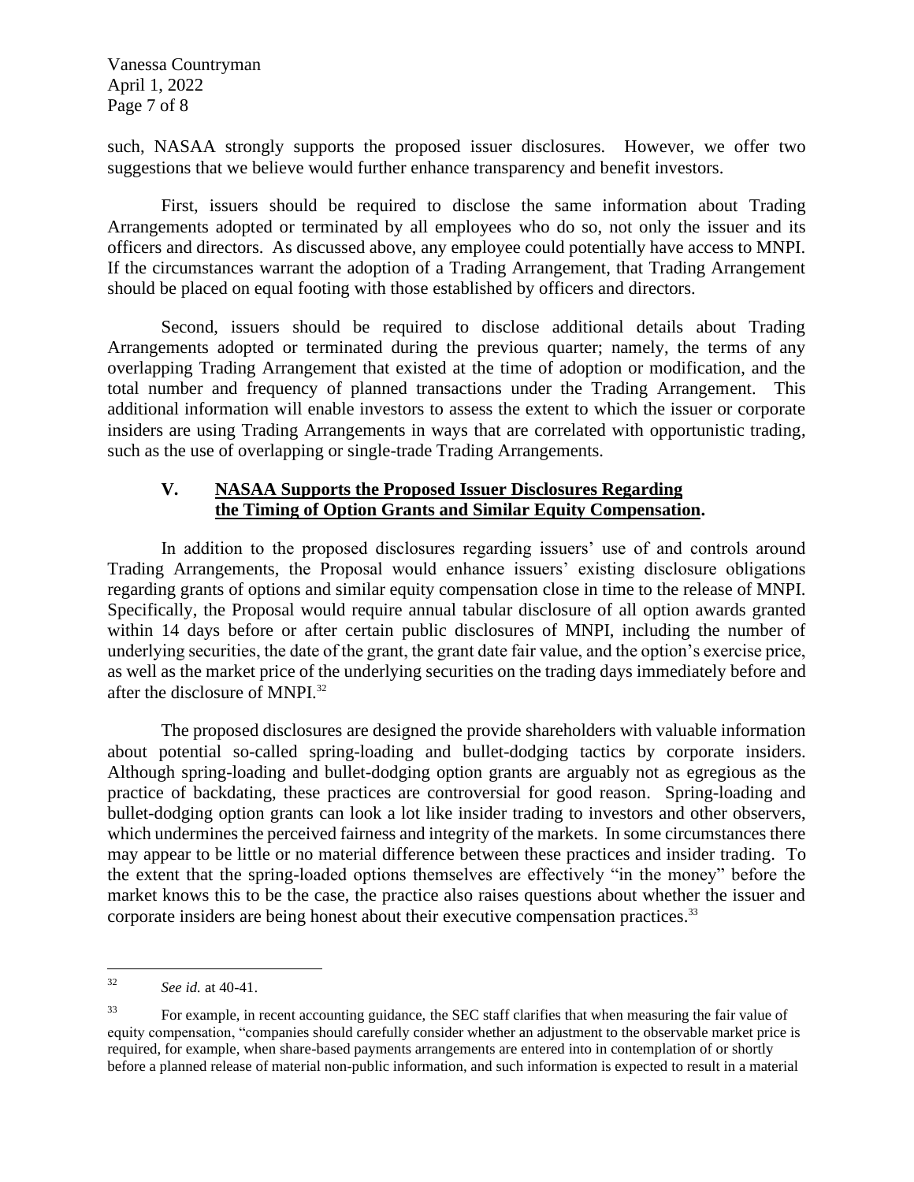such, NASAA strongly supports the proposed issuer disclosures. However, we offer two suggestions that we believe would further enhance transparency and benefit investors.

First, issuers should be required to disclose the same information about Trading Arrangements adopted or terminated by all employees who do so, not only the issuer and its officers and directors. As discussed above, any employee could potentially have access to MNPI. If the circumstances warrant the adoption of a Trading Arrangement, that Trading Arrangement should be placed on equal footing with those established by officers and directors.

Second, issuers should be required to disclose additional details about Trading Arrangements adopted or terminated during the previous quarter; namely, the terms of any overlapping Trading Arrangement that existed at the time of adoption or modification, and the total number and frequency of planned transactions under the Trading Arrangement. This additional information will enable investors to assess the extent to which the issuer or corporate insiders are using Trading Arrangements in ways that are correlated with opportunistic trading, such as the use of overlapping or single-trade Trading Arrangements.

## V. NASAA Supports the Proposed Issuer Disclosures Regarding the Timing of Option Grants and Similar Equity Compensation.

In addition to the proposed disclosures regarding issuers' use of and controls around Trading Arrangements, the Proposal would enhance issuers' existing disclosure obligations regarding grants of options and similar equity compensation close in time to the release of MNPI. Specifically, the Proposal would require annual tabular disclosure of all option awards granted within 14 days before or after certain public disclosures of MNPI, including the number of underlying securities, the date of the grant, the grant date fair value, and the option's exercise price, as well as the market price of the underlying securities on the trading days immediately before and after the disclosure of MNPI.[32]

The proposed disclosures are designed the provide shareholders with valuable information about potential so-called spring-loading and bullet-dodging tactics by corporate insiders. Although spring-loading and bullet-dodging option grants are arguably not as egregious as the practice of backdating, these practices are controversial for good reason. Spring-loading and bullet-dodging option grants can look a lot like insider trading to investors and other observers, which undermines the perceived fairness and integrity of the markets. In some circumstances there may appear to be little or no material difference between these practices and insider trading. To the extent that the spring-loaded options themselves are effectively "in the money" before the market knows this to be the case, the practice also raises questions about whether the issuer and corporate insiders are being honest about their executive compensation practices.[33]

---

[32] *See id.* at 40-41.

[33] For example, in recent accounting guidance, the SEC staff clarifies that when measuring the fair value of equity compensation, "companies should carefully consider whether an adjustment to the observable market price is required, for example, when share-based payments arrangements are entered into in contemplation of or shortly before a planned release of material non-public information, and such information is expected to result in a material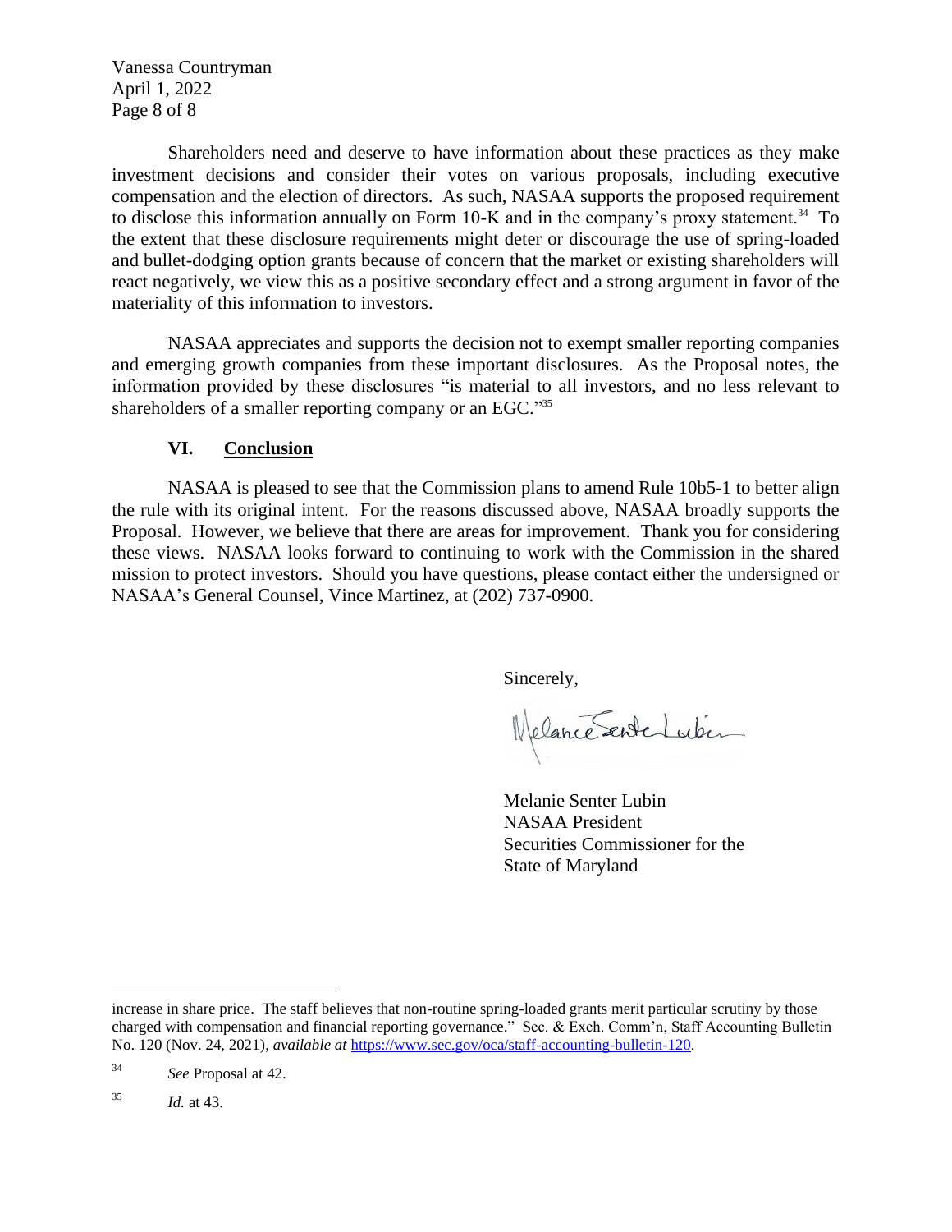Shareholders need and deserve to have information about these practices as they make investment decisions and consider their votes on various proposals, including executive compensation and the election of directors. As such, NASAA supports the proposed requirement to disclose this information annually on Form 10-K and in the company's proxy statement.[34] To the extent that these disclosure requirements might deter or discourage the use of spring-loaded and bullet-dodging option grants because of concern that the market or existing shareholders will react negatively, we view this as a positive secondary effect and a strong argument in favor of the materiality of this information to investors.

NASAA appreciates and supports the decision not to exempt smaller reporting companies and emerging growth companies from these important disclosures. As the Proposal notes, the information provided by these disclosures "is material to all investors, and no less relevant to shareholders of a smaller reporting company or an EGC."[35]

## VI. **Conclusion**

NASAA is pleased to see that the Commission plans to amend Rule 10b5-1 to better align the rule with its original intent. For the reasons discussed above, NASAA broadly supports the Proposal. However, we believe that there are areas for improvement. Thank you for considering these views. NASAA looks forward to continuing to work with the Commission in the shared mission to protect investors. Should you have questions, please contact either the undersigned or NASAA's General Counsel, Vince Martinez, at (202) 737-0900.

Sincerely,

Melanie Senter Lubin
NASAA President
Securities Commissioner for the
State of Maryland

---

increase in share price. The staff believes that non-routine spring-loaded grants merit particular scrutiny by those charged with compensation and financial reporting governance." Sec. & Exch. Comm'n, Staff Accounting Bulletin No. 120 (Nov. 24, 2021), *available at* https://www.sec.gov/oca/staff-accounting-bulletin-120.

[34] *See* Proposal at 42.

[35] *Id.* at 43.